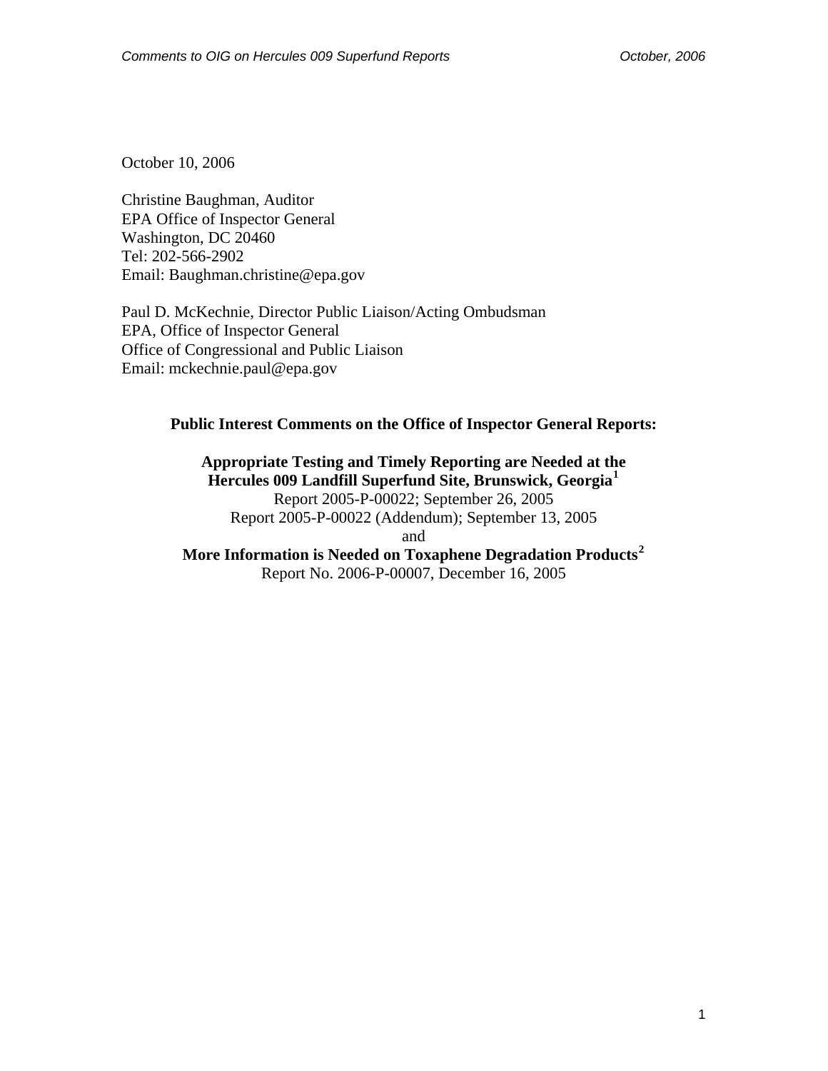October 10, 2006

Christine Baughman, Auditor
EPA Office of Inspector General
Washington, DC 20460
Tel: 202-566-2902
Email: Baughman.christine@epa.gov

Paul D. McKechnie, Director Public Liaison/Acting Ombudsman
EPA, Office of Inspector General
Office of Congressional and Public Liaison
Email: mckechnie.paul@epa.gov

**Public Interest Comments on the Office of Inspector General Reports:**

**Appropriate Testing and Timely Reporting are Needed at the Hercules 009 Landfill Superfund Site, Brunswick, Georgia[1]**
Report 2005-P-00022; September 26, 2005
Report 2005-P-00022 (Addendum); September 13, 2005
and
**More Information is Needed on Toxaphene Degradation Products[2]**
Report No. 2006-P-00007, December 16, 2005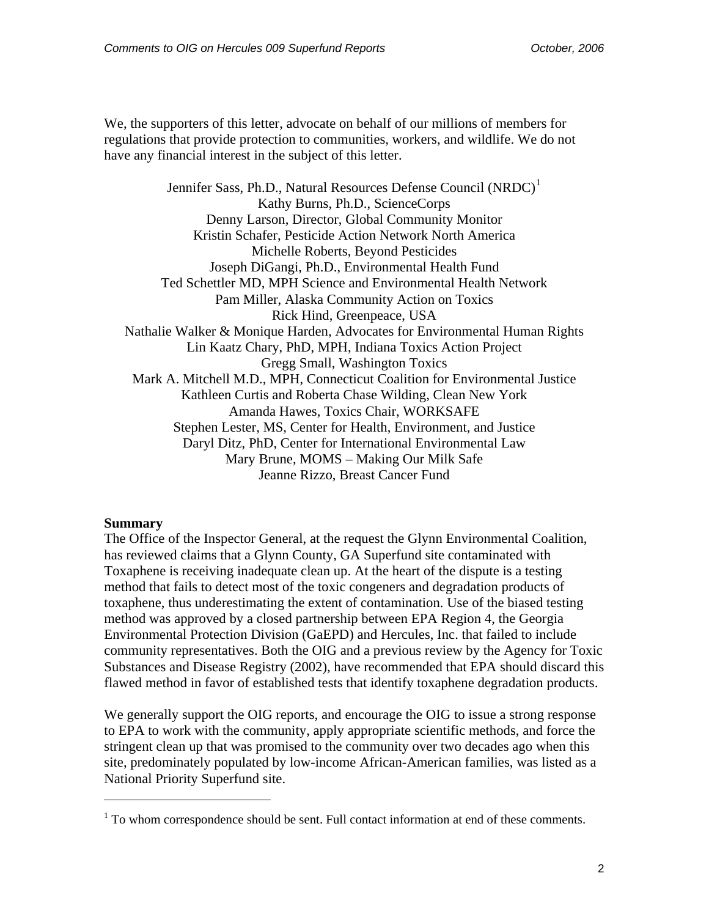We, the supporters of this letter, advocate on behalf of our millions of members for regulations that provide protection to communities, workers, and wildlife. We do not have any financial interest in the subject of this letter.

Jennifer Sass, Ph.D., Natural Resources Defense Council (NRDC)[1]  
Kathy Burns, Ph.D., ScienceCorps  
Denny Larson, Director, Global Community Monitor  
Kristin Schafer, Pesticide Action Network North America  
Michelle Roberts, Beyond Pesticides  
Joseph DiGangi, Ph.D., Environmental Health Fund  
Ted Schettler MD, MPH Science and Environmental Health Network  
Pam Miller, Alaska Community Action on Toxics  
Rick Hind, Greenpeace, USA  
Nathalie Walker & Monique Harden, Advocates for Environmental Human Rights  
Lin Kaatz Chary, PhD, MPH, Indiana Toxics Action Project  
Gregg Small, Washington Toxics  
Mark A. Mitchell M.D., MPH, Connecticut Coalition for Environmental Justice  
Kathleen Curtis and Roberta Chase Wilding, Clean New York  
Amanda Hawes, Toxics Chair, WORKSAFE  
Stephen Lester, MS, Center for Health, Environment, and Justice  
Daryl Ditz, PhD, Center for International Environmental Law  
Mary Brune, MOMS – Making Our Milk Safe  
Jeanne Rizzo, Breast Cancer Fund

**Summary**

The Office of the Inspector General, at the request the Glynn Environmental Coalition, has reviewed claims that a Glynn County, GA Superfund site contaminated with Toxaphene is receiving inadequate clean up. At the heart of the dispute is a testing method that fails to detect most of the toxic congeners and degradation products of toxaphene, thus underestimating the extent of contamination. Use of the biased testing method was approved by a closed partnership between EPA Region 4, the Georgia Environmental Protection Division (GaEPD) and Hercules, Inc. that failed to include community representatives. Both the OIG and a previous review by the Agency for Toxic Substances and Disease Registry (2002), have recommended that EPA should discard this flawed method in favor of established tests that identify toxaphene degradation products.

We generally support the OIG reports, and encourage the OIG to issue a strong response to EPA to work with the community, apply appropriate scientific methods, and force the stringent clean up that was promised to the community over two decades ago when this site, predominately populated by low-income African-American families, was listed as a National Priority Superfund site.

[1] To whom correspondence should be sent. Full contact information at end of these comments.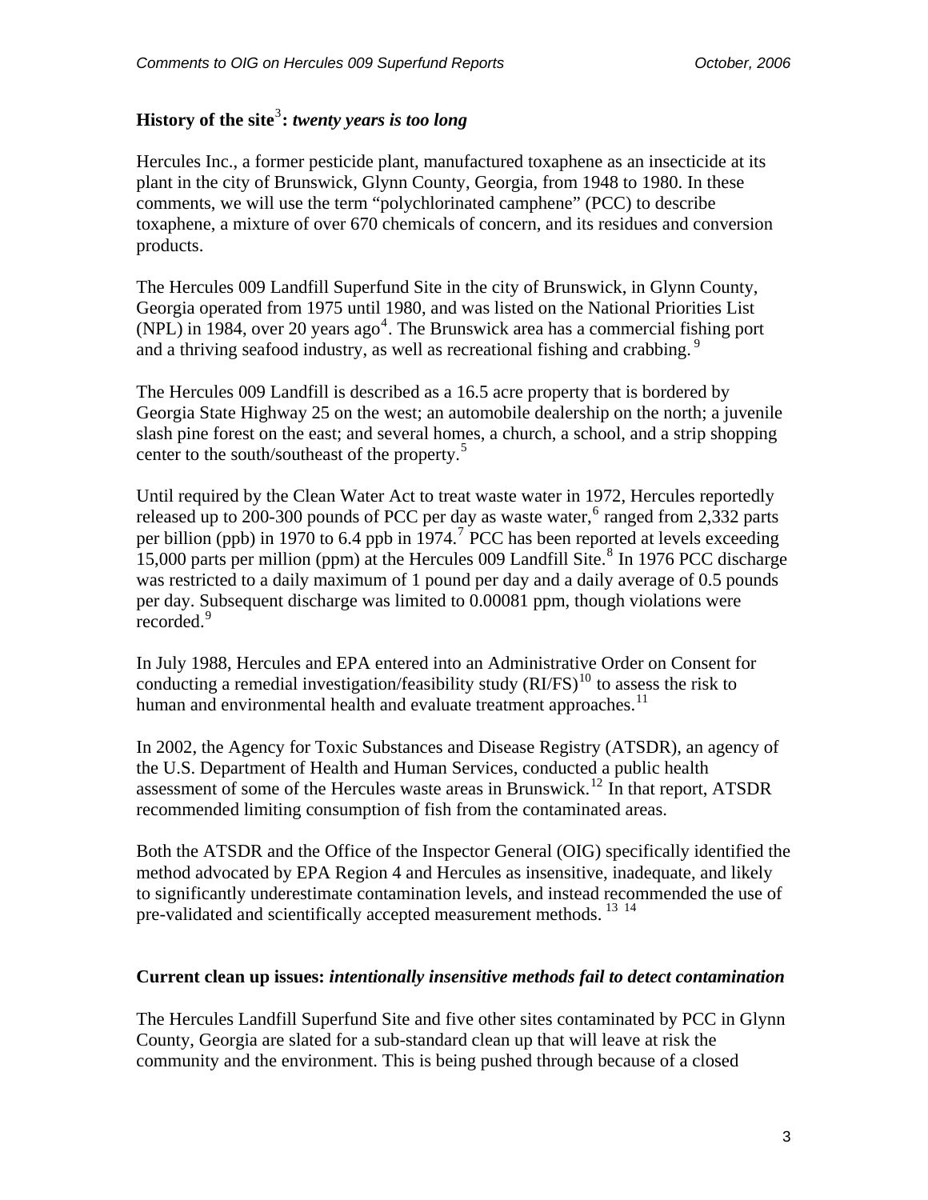**History of the site[3]: *twenty years is too long***

Hercules Inc., a former pesticide plant, manufactured toxaphene as an insecticide at its plant in the city of Brunswick, Glynn County, Georgia, from 1948 to 1980. In these comments, we will use the term "polychlorinated camphene" (PCC) to describe toxaphene, a mixture of over 670 chemicals of concern, and its residues and conversion products.

The Hercules 009 Landfill Superfund Site in the city of Brunswick, in Glynn County, Georgia operated from 1975 until 1980, and was listed on the National Priorities List (NPL) in 1984, over 20 years ago[4]. The Brunswick area has a commercial fishing port and a thriving seafood industry, as well as recreational fishing and crabbing.[9]

The Hercules 009 Landfill is described as a 16.5 acre property that is bordered by Georgia State Highway 25 on the west; an automobile dealership on the north; a juvenile slash pine forest on the east; and several homes, a church, a school, and a strip shopping center to the south/southeast of the property.[5]

Until required by the Clean Water Act to treat waste water in 1972, Hercules reportedly released up to 200-300 pounds of PCC per day as waste water,[6] ranged from 2,332 parts per billion (ppb) in 1970 to 6.4 ppb in 1974.[7] PCC has been reported at levels exceeding 15,000 parts per million (ppm) at the Hercules 009 Landfill Site.[8] In 1976 PCC discharge was restricted to a daily maximum of 1 pound per day and a daily average of 0.5 pounds per day. Subsequent discharge was limited to 0.00081 ppm, though violations were recorded.[9]

In July 1988, Hercules and EPA entered into an Administrative Order on Consent for conducting a remedial investigation/feasibility study (RI/FS)[10] to assess the risk to human and environmental health and evaluate treatment approaches.[11]

In 2002, the Agency for Toxic Substances and Disease Registry (ATSDR), an agency of the U.S. Department of Health and Human Services, conducted a public health assessment of some of the Hercules waste areas in Brunswick.[12] In that report, ATSDR recommended limiting consumption of fish from the contaminated areas.

Both the ATSDR and the Office of the Inspector General (OIG) specifically identified the method advocated by EPA Region 4 and Hercules as insensitive, inadequate, and likely to significantly underestimate contamination levels, and instead recommended the use of pre-validated and scientifically accepted measurement methods.[13,14]

**Current clean up issues: *intentionally insensitive methods fail to detect contamination***

The Hercules Landfill Superfund Site and five other sites contaminated by PCC in Glynn County, Georgia are slated for a sub-standard clean up that will leave at risk the community and the environment. This is being pushed through because of a closed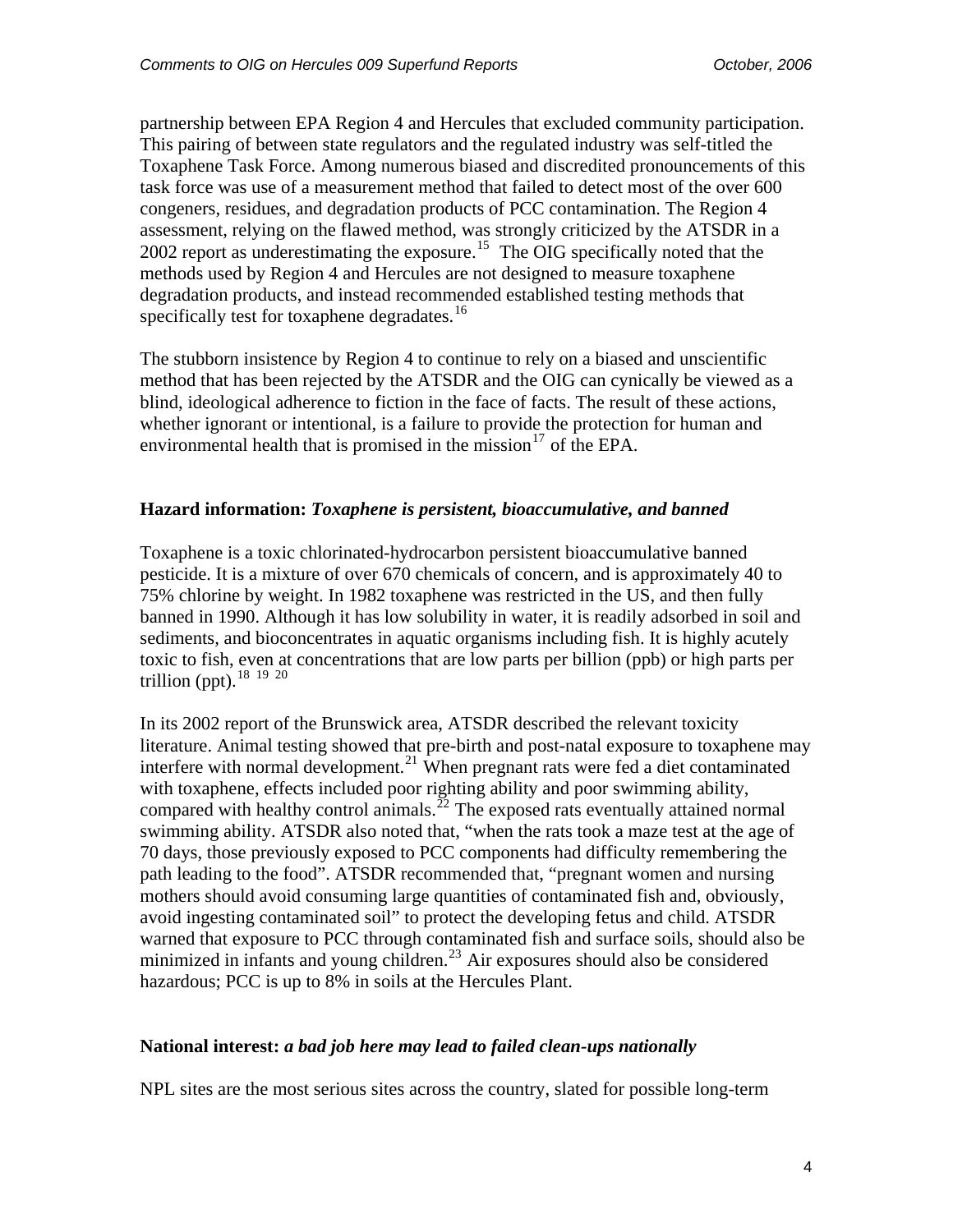partnership between EPA Region 4 and Hercules that excluded community participation. This pairing of between state regulators and the regulated industry was self-titled the Toxaphene Task Force. Among numerous biased and discredited pronouncements of this task force was use of a measurement method that failed to detect most of the over 600 congeners, residues, and degradation products of PCC contamination. The Region 4 assessment, relying on the flawed method, was strongly criticized by the ATSDR in a 2002 report as underestimating the exposure.[15] The OIG specifically noted that the methods used by Region 4 and Hercules are not designed to measure toxaphene degradation products, and instead recommended established testing methods that specifically test for toxaphene degradates.[16]

The stubborn insistence by Region 4 to continue to rely on a biased and unscientific method that has been rejected by the ATSDR and the OIG can cynically be viewed as a blind, ideological adherence to fiction in the face of facts. The result of these actions, whether ignorant or intentional, is a failure to provide the protection for human and environmental health that is promised in the mission[17] of the EPA.

**Hazard information:** ***Toxaphene is persistent, bioaccumulative, and banned***

Toxaphene is a toxic chlorinated-hydrocarbon persistent bioaccumulative banned pesticide. It is a mixture of over 670 chemicals of concern, and is approximately 40 to 75% chlorine by weight. In 1982 toxaphene was restricted in the US, and then fully banned in 1990. Although it has low solubility in water, it is readily adsorbed in soil and sediments, and bioconcentrates in aquatic organisms including fish. It is highly acutely toxic to fish, even at concentrations that are low parts per billion (ppb) or high parts per trillion (ppt).[18] [19] [20]

In its 2002 report of the Brunswick area, ATSDR described the relevant toxicity literature. Animal testing showed that pre-birth and post-natal exposure to toxaphene may interfere with normal development.[21] When pregnant rats were fed a diet contaminated with toxaphene, effects included poor righting ability and poor swimming ability, compared with healthy control animals.[22] The exposed rats eventually attained normal swimming ability. ATSDR also noted that, "when the rats took a maze test at the age of 70 days, those previously exposed to PCC components had difficulty remembering the path leading to the food". ATSDR recommended that, "pregnant women and nursing mothers should avoid consuming large quantities of contaminated fish and, obviously, avoid ingesting contaminated soil" to protect the developing fetus and child. ATSDR warned that exposure to PCC through contaminated fish and surface soils, should also be minimized in infants and young children.[23] Air exposures should also be considered hazardous; PCC is up to 8% in soils at the Hercules Plant.

**National interest:** ***a bad job here may lead to failed clean-ups nationally***

NPL sites are the most serious sites across the country, slated for possible long-term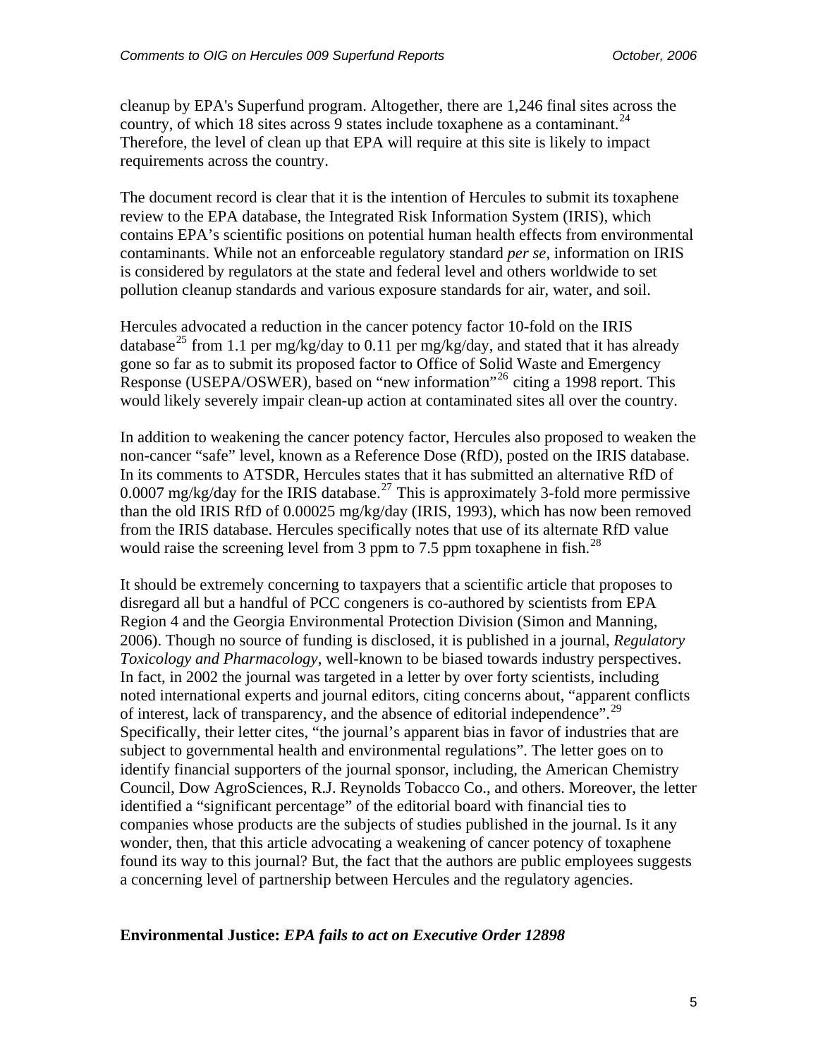cleanup by EPA's Superfund program. Altogether, there are 1,246 final sites across the country, of which 18 sites across 9 states include toxaphene as a contaminant.[24] Therefore, the level of clean up that EPA will require at this site is likely to impact requirements across the country.

The document record is clear that it is the intention of Hercules to submit its toxaphene review to the EPA database, the Integrated Risk Information System (IRIS), which contains EPA's scientific positions on potential human health effects from environmental contaminants. While not an enforceable regulatory standard *per se*, information on IRIS is considered by regulators at the state and federal level and others worldwide to set pollution cleanup standards and various exposure standards for air, water, and soil.

Hercules advocated a reduction in the cancer potency factor 10-fold on the IRIS database[25] from 1.1 per mg/kg/day to 0.11 per mg/kg/day, and stated that it has already gone so far as to submit its proposed factor to Office of Solid Waste and Emergency Response (USEPA/OSWER), based on "new information"[26] citing a 1998 report. This would likely severely impair clean-up action at contaminated sites all over the country.

In addition to weakening the cancer potency factor, Hercules also proposed to weaken the non-cancer "safe" level, known as a Reference Dose (RfD), posted on the IRIS database. In its comments to ATSDR, Hercules states that it has submitted an alternative RfD of 0.0007 mg/kg/day for the IRIS database.[27] This is approximately 3-fold more permissive than the old IRIS RfD of 0.00025 mg/kg/day (IRIS, 1993), which has now been removed from the IRIS database. Hercules specifically notes that use of its alternate RfD value would raise the screening level from 3 ppm to 7.5 ppm toxaphene in fish.[28]

It should be extremely concerning to taxpayers that a scientific article that proposes to disregard all but a handful of PCC congeners is co-authored by scientists from EPA Region 4 and the Georgia Environmental Protection Division (Simon and Manning, 2006). Though no source of funding is disclosed, it is published in a journal, *Regulatory Toxicology and Pharmacology*, well-known to be biased towards industry perspectives. In fact, in 2002 the journal was targeted in a letter by over forty scientists, including noted international experts and journal editors, citing concerns about, "apparent conflicts of interest, lack of transparency, and the absence of editorial independence".[29] Specifically, their letter cites, "the journal's apparent bias in favor of industries that are subject to governmental health and environmental regulations". The letter goes on to identify financial supporters of the journal sponsor, including, the American Chemistry Council, Dow AgroSciences, R.J. Reynolds Tobacco Co., and others. Moreover, the letter identified a "significant percentage" of the editorial board with financial ties to companies whose products are the subjects of studies published in the journal. Is it any wonder, then, that this article advocating a weakening of cancer potency of toxaphene found its way to this journal? But, the fact that the authors are public employees suggests a concerning level of partnership between Hercules and the regulatory agencies.

**Environmental Justice:** ***EPA fails to act on Executive Order 12898***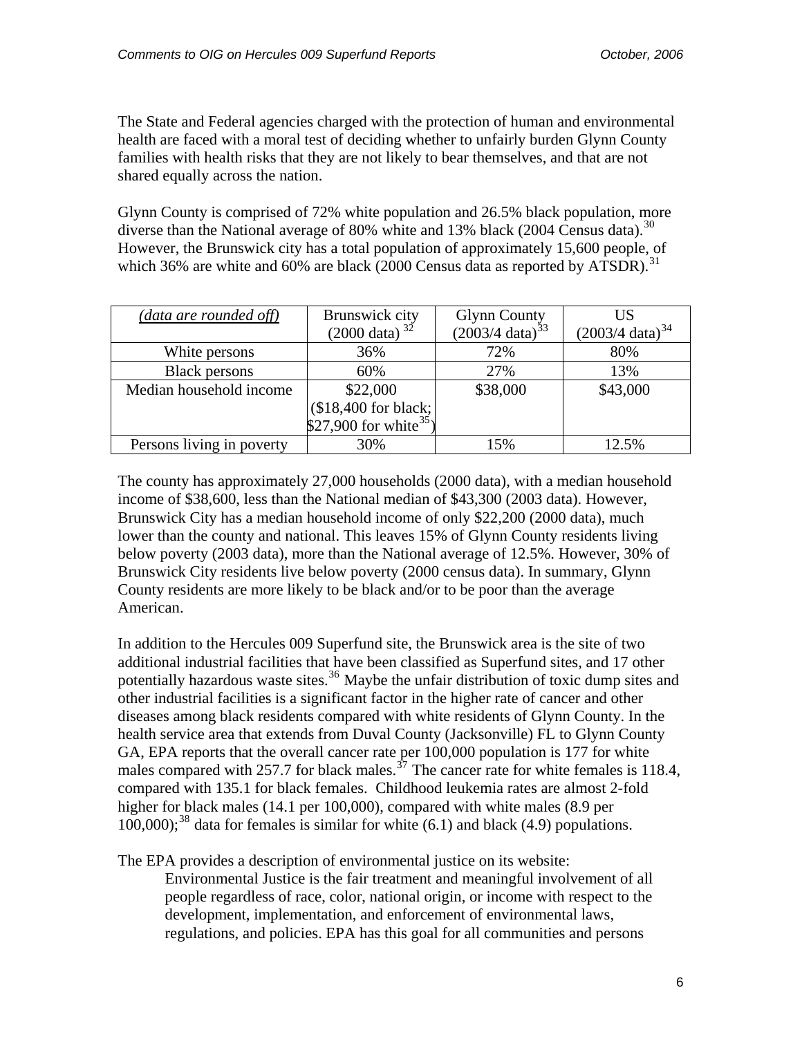The State and Federal agencies charged with the protection of human and environmental health are faced with a moral test of deciding whether to unfairly burden Glynn County families with health risks that they are not likely to bear themselves, and that are not shared equally across the nation.

Glynn County is comprised of 72% white population and 26.5% black population, more diverse than the National average of 80% white and 13% black (2004 Census data).[30] However, the Brunswick city has a total population of approximately 15,600 people, of which 36% are white and 60% are black (2000 Census data as reported by ATSDR).[31]

| *(data are rounded off)* | Brunswick city (2000 data) [32] | Glynn County (2003/4 data)[33] | US (2003/4 data)[34] |
|---|---|---|---|
| White persons | 36% | 72% | 80% |
| Black persons | 60% | 27% | 13% |
| Median household income | $22,000 ($18,400 for black; $27,900 for white[35]) | $38,000 | $43,000 |
| Persons living in poverty | 30% | 15% | 12.5% |

The county has approximately 27,000 households (2000 data), with a median household income of $38,600, less than the National median of $43,300 (2003 data). However, Brunswick City has a median household income of only $22,200 (2000 data), much lower than the county and national. This leaves 15% of Glynn County residents living below poverty (2003 data), more than the National average of 12.5%. However, 30% of Brunswick City residents live below poverty (2000 census data). In summary, Glynn County residents are more likely to be black and/or to be poor than the average American.

In addition to the Hercules 009 Superfund site, the Brunswick area is the site of two additional industrial facilities that have been classified as Superfund sites, and 17 other potentially hazardous waste sites.[36] Maybe the unfair distribution of toxic dump sites and other industrial facilities is a significant factor in the higher rate of cancer and other diseases among black residents compared with white residents of Glynn County. In the health service area that extends from Duval County (Jacksonville) FL to Glynn County GA, EPA reports that the overall cancer rate per 100,000 population is 177 for white males compared with 257.7 for black males.[37] The cancer rate for white females is 118.4, compared with 135.1 for black females. Childhood leukemia rates are almost 2-fold higher for black males (14.1 per 100,000), compared with white males (8.9 per 100,000);[38] data for females is similar for white (6.1) and black (4.9) populations.

The EPA provides a description of environmental justice on its website:

> Environmental Justice is the fair treatment and meaningful involvement of all people regardless of race, color, national origin, or income with respect to the development, implementation, and enforcement of environmental laws, regulations, and policies. EPA has this goal for all communities and persons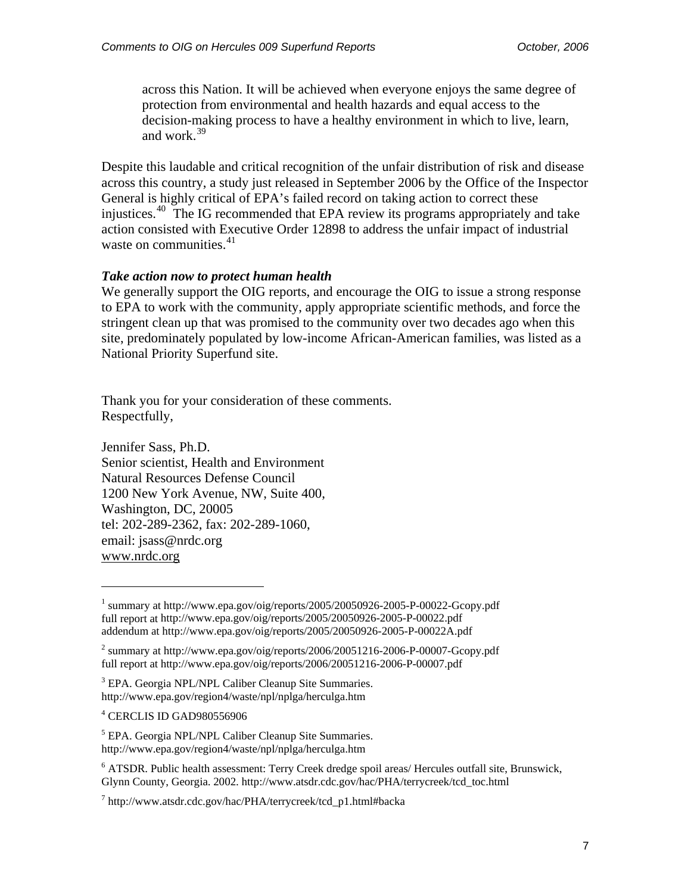> across this Nation. It will be achieved when everyone enjoys the same degree of protection from environmental and health hazards and equal access to the decision-making process to have a healthy environment in which to live, learn, and work.[39]

Despite this laudable and critical recognition of the unfair distribution of risk and disease across this country, a study just released in September 2006 by the Office of the Inspector General is highly critical of EPA's failed record on taking action to correct these injustices.[40] The IG recommended that EPA review its programs appropriately and take action consisted with Executive Order 12898 to address the unfair impact of industrial waste on communities.[41]

***Take action now to protect human health***

We generally support the OIG reports, and encourage the OIG to issue a strong response to EPA to work with the community, apply appropriate scientific methods, and force the stringent clean up that was promised to the community over two decades ago when this site, predominately populated by low-income African-American families, was listed as a National Priority Superfund site.

Thank you for your consideration of these comments.
Respectfully,

Jennifer Sass, Ph.D.
Senior scientist, Health and Environment
Natural Resources Defense Council
1200 New York Avenue, NW, Suite 400,
Washington, DC, 20005
tel: 202-289-2362, fax: 202-289-1060,
email: jsass@nrdc.org
www.nrdc.org

---

[1] summary at http://www.epa.gov/oig/reports/2005/20050926-2005-P-00022-Gcopy.pdf
full report at http://www.epa.gov/oig/reports/2005/20050926-2005-P-00022.pdf
addendum at http://www.epa.gov/oig/reports/2005/20050926-2005-P-00022A.pdf

[2] summary at http://www.epa.gov/oig/reports/2006/20051216-2006-P-00007-Gcopy.pdf
full report at http://www.epa.gov/oig/reports/2006/20051216-2006-P-00007.pdf

[3] EPA. Georgia NPL/NPL Caliber Cleanup Site Summaries.
http://www.epa.gov/region4/waste/npl/nplga/herculga.htm

[4] CERCLIS ID GAD980556906

[5] EPA. Georgia NPL/NPL Caliber Cleanup Site Summaries.
http://www.epa.gov/region4/waste/npl/nplga/herculga.htm

[6] ATSDR. Public health assessment: Terry Creek dredge spoil areas/ Hercules outfall site, Brunswick, Glynn County, Georgia. 2002. http://www.atsdr.cdc.gov/hac/PHA/terrycreek/tcd_toc.html

[7] http://www.atsdr.cdc.gov/hac/PHA/terrycreek/tcd_p1.html#backa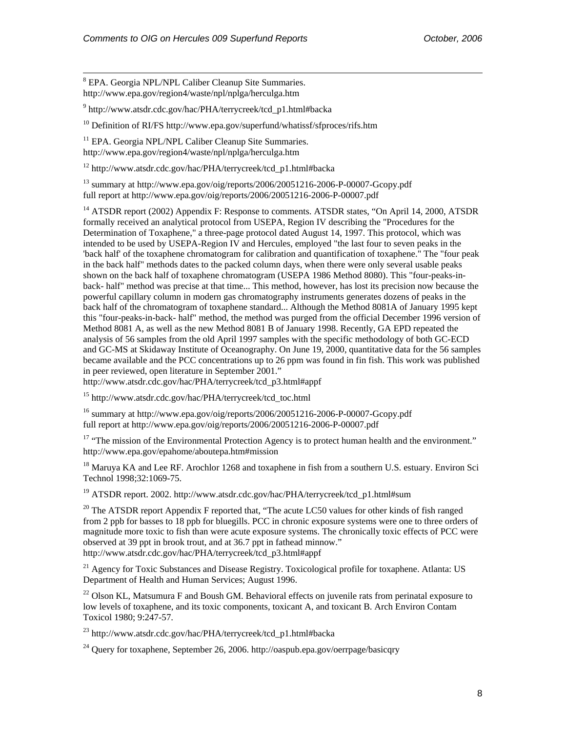[8] EPA. Georgia NPL/NPL Caliber Cleanup Site Summaries. http://www.epa.gov/region4/waste/npl/nplga/herculga.htm

[9] http://www.atsdr.cdc.gov/hac/PHA/terrycreek/tcd_p1.html#backa

[10] Definition of RI/FS http://www.epa.gov/superfund/whatissf/sfproces/rifs.htm

[11] EPA. Georgia NPL/NPL Caliber Cleanup Site Summaries. http://www.epa.gov/region4/waste/npl/nplga/herculga.htm

[12] http://www.atsdr.cdc.gov/hac/PHA/terrycreek/tcd_p1.html#backa

[13] summary at http://www.epa.gov/oig/reports/2006/20051216-2006-P-00007-Gcopy.pdf
full report at http://www.epa.gov/oig/reports/2006/20051216-2006-P-00007.pdf

[14] ATSDR report (2002) Appendix F: Response to comments. ATSDR states, "On April 14, 2000, ATSDR formally received an analytical protocol from USEPA, Region IV describing the "Procedures for the Determination of Toxaphene," a three-page protocol dated August 14, 1997. This protocol, which was intended to be used by USEPA-Region IV and Hercules, employed "the last four to seven peaks in the 'back half' of the toxaphene chromatogram for calibration and quantification of toxaphene." The "four peak in the back half" methods dates to the packed column days, when there were only several usable peaks shown on the back half of toxaphene chromatogram (USEPA 1986 Method 8080). This "four-peaks-in-back- half" method was precise at that time... This method, however, has lost its precision now because the powerful capillary column in modern gas chromatography instruments generates dozens of peaks in the back half of the chromatogram of toxaphene standard... Although the Method 8081A of January 1995 kept this "four-peaks-in-back- half" method, the method was purged from the official December 1996 version of Method 8081 A, as well as the new Method 8081 B of January 1998. Recently, GA EPD repeated the analysis of 56 samples from the old April 1997 samples with the specific methodology of both GC-ECD and GC-MS at Skidaway Institute of Oceanography. On June 19, 2000, quantitative data for the 56 samples became available and the PCC concentrations up to 26 ppm was found in fin fish. This work was published in peer reviewed, open literature in September 2001."
http://www.atsdr.cdc.gov/hac/PHA/terrycreek/tcd_p3.html#appf

[15] http://www.atsdr.cdc.gov/hac/PHA/terrycreek/tcd_toc.html

[16] summary at http://www.epa.gov/oig/reports/2006/20051216-2006-P-00007-Gcopy.pdf
full report at http://www.epa.gov/oig/reports/2006/20051216-2006-P-00007.pdf

[17] "The mission of the Environmental Protection Agency is to protect human health and the environment." http://www.epa.gov/epahome/aboutepa.htm#mission

[18] Maruya KA and Lee RF. Arochlor 1268 and toxaphene in fish from a southern U.S. estuary. Environ Sci Technol 1998;32:1069-75.

[19] ATSDR report. 2002. http://www.atsdr.cdc.gov/hac/PHA/terrycreek/tcd_p1.html#sum

[20] The ATSDR report Appendix F reported that, "The acute LC50 values for other kinds of fish ranged from 2 ppb for basses to 18 ppb for bluegills. PCC in chronic exposure systems were one to three orders of magnitude more toxic to fish than were acute exposure systems. The chronically toxic effects of PCC were observed at 39 ppt in brook trout, and at 36.7 ppt in fathead minnow."
http://www.atsdr.cdc.gov/hac/PHA/terrycreek/tcd_p3.html#appf

[21] Agency for Toxic Substances and Disease Registry. Toxicological profile for toxaphene. Atlanta: US Department of Health and Human Services; August 1996.

[22] Olson KL, Matsumura F and Boush GM. Behavioral effects on juvenile rats from perinatal exposure to low levels of toxaphene, and its toxic components, toxicant A, and toxicant B. Arch Environ Contam Toxicol 1980; 9:247-57.

[23] http://www.atsdr.cdc.gov/hac/PHA/terrycreek/tcd_p1.html#backa

[24] Query for toxaphene, September 26, 2006. http://oaspub.epa.gov/oerrpage/basicqry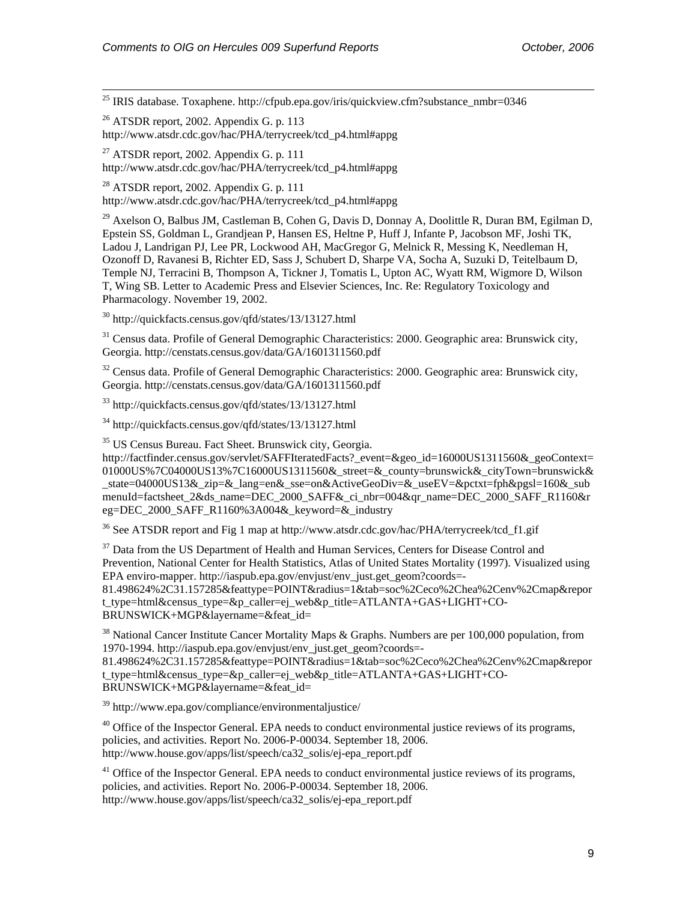[25] IRIS database. Toxaphene. http://cfpub.epa.gov/iris/quickview.cfm?substance_nmbr=0346

[26] ATSDR report, 2002. Appendix G. p. 113 http://www.atsdr.cdc.gov/hac/PHA/terrycreek/tcd_p4.html#appg

[27] ATSDR report, 2002. Appendix G. p. 111 http://www.atsdr.cdc.gov/hac/PHA/terrycreek/tcd_p4.html#appg

[28] ATSDR report, 2002. Appendix G. p. 111 http://www.atsdr.cdc.gov/hac/PHA/terrycreek/tcd_p4.html#appg

[29] Axelson O, Balbus JM, Castleman B, Cohen G, Davis D, Donnay A, Doolittle R, Duran BM, Egilman D, Epstein SS, Goldman L, Grandjean P, Hansen ES, Heltne P, Huff J, Infante P, Jacobson MF, Joshi TK, Ladou J, Landrigan PJ, Lee PR, Lockwood AH, MacGregor G, Melnick R, Messing K, Needleman H, Ozonoff D, Ravanesi B, Richter ED, Sass J, Schubert D, Sharpe VA, Socha A, Suzuki D, Teitelbaum D, Temple NJ, Terracini B, Thompson A, Tickner J, Tomatis L, Upton AC, Wyatt RM, Wigmore D, Wilson T, Wing SB. Letter to Academic Press and Elsevier Sciences, Inc. Re: Regulatory Toxicology and Pharmacology. November 19, 2002.

[30] http://quickfacts.census.gov/qfd/states/13/13127.html

[31] Census data. Profile of General Demographic Characteristics: 2000. Geographic area: Brunswick city, Georgia. http://censtats.census.gov/data/GA/1601311560.pdf

[32] Census data. Profile of General Demographic Characteristics: 2000. Geographic area: Brunswick city, Georgia. http://censtats.census.gov/data/GA/1601311560.pdf

[33] http://quickfacts.census.gov/qfd/states/13/13127.html

[34] http://quickfacts.census.gov/qfd/states/13/13127.html

[35] US Census Bureau. Fact Sheet. Brunswick city, Georgia. http://factfinder.census.gov/servlet/SAFFIteratedFacts?_event=&geo_id=16000US1311560&_geoContext=01000US%7C04000US13%7C16000US1311560&_street=&_county=brunswick&_cityTown=brunswick&_state=04000US13&_zip=&_lang=en&_sse=on&ActiveGeoDiv=&_useEV=&pctxt=fph&pgsl=160&_submenuId=factsheet_2&ds_name=DEC_2000_SAFF&_ci_nbr=004&qr_name=DEC_2000_SAFF_R1160&reg=DEC_2000_SAFF_R1160%3A004&_keyword=&_industry

[36] See ATSDR report and Fig 1 map at http://www.atsdr.cdc.gov/hac/PHA/terrycreek/tcd_f1.gif

[37] Data from the US Department of Health and Human Services, Centers for Disease Control and Prevention, National Center for Health Statistics, Atlas of United States Mortality (1997). Visualized using EPA enviro-mapper. http://iaspub.epa.gov/envjust/env_just.get_geom?coords=-81.498624%2C31.157285&feattype=POINT&radius=1&tab=soc%2Ceco%2Chea%2Cenv%2Cmap&report_type=html&census_type=&p_caller=ej_web&p_title=ATLANTA+GAS+LIGHT+CO-BRUNSWICK+MGP&layername=&feat_id=

[38] National Cancer Institute Cancer Mortality Maps & Graphs. Numbers are per 100,000 population, from 1970-1994. http://iaspub.epa.gov/envjust/env_just.get_geom?coords=-81.498624%2C31.157285&feattype=POINT&radius=1&tab=soc%2Ceco%2Chea%2Cenv%2Cmap&report_type=html&census_type=&p_caller=ej_web&p_title=ATLANTA+GAS+LIGHT+CO-BRUNSWICK+MGP&layername=&feat_id=

[39] http://www.epa.gov/compliance/environmentaljustice/

[40] Office of the Inspector General. EPA needs to conduct environmental justice reviews of its programs, policies, and activities. Report No. 2006-P-00034. September 18, 2006. http://www.house.gov/apps/list/speech/ca32_solis/ej-epa_report.pdf

[41] Office of the Inspector General. EPA needs to conduct environmental justice reviews of its programs, policies, and activities. Report No. 2006-P-00034. September 18, 2006. http://www.house.gov/apps/list/speech/ca32_solis/ej-epa_report.pdf